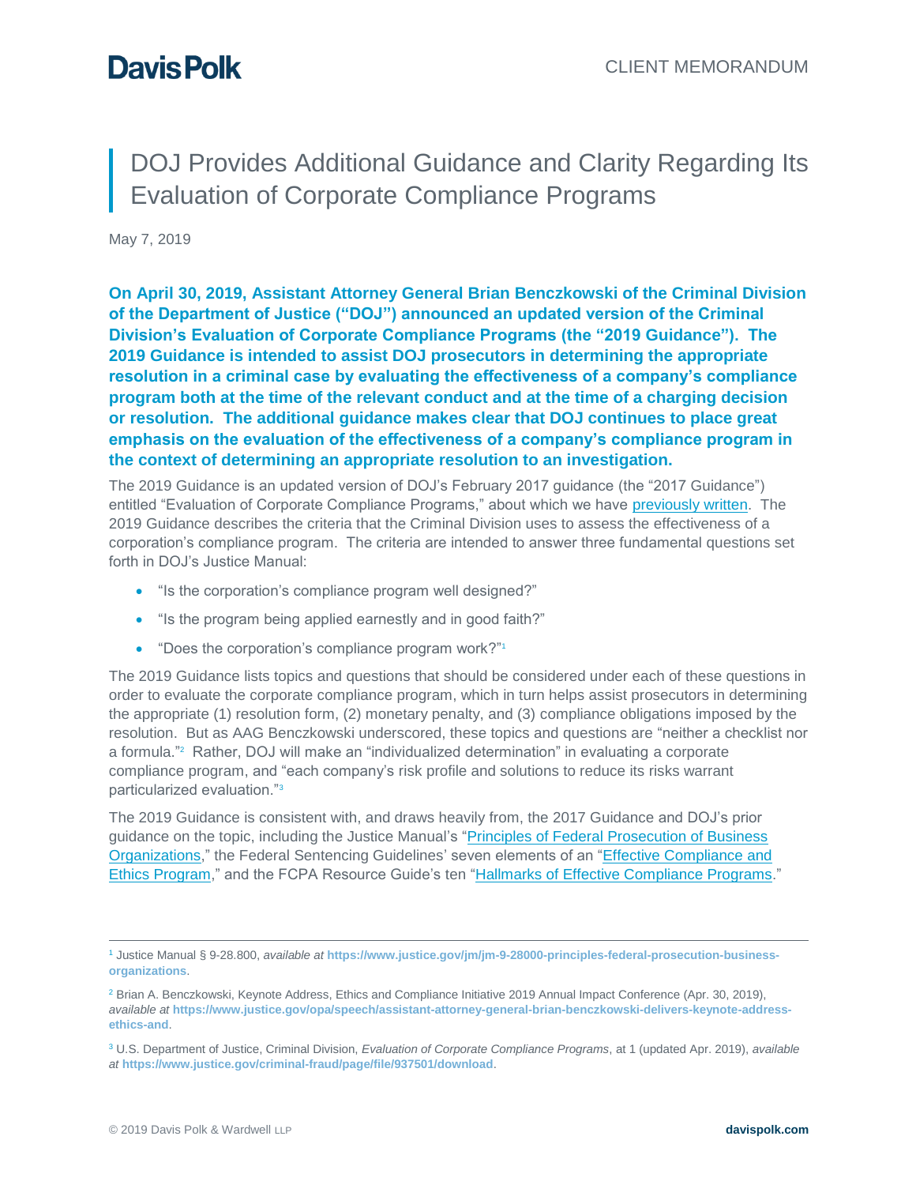Davis Polk

CLIENT MEMORANDUM

# DOJ Provides Additional Guidance and Clarity Regarding Its Evaluation of Corporate Compliance Programs

May 7, 2019

**On April 30, 2019, Assistant Attorney General Brian Benczkowski of the Criminal Division of the Department of Justice ("DOJ") announced an updated version of the Criminal Division's Evaluation of Corporate Compliance Programs (the "2019 Guidance"). The 2019 Guidance is intended to assist DOJ prosecutors in determining the appropriate resolution in a criminal case by evaluating the effectiveness of a company's compliance program both at the time of the relevant conduct and at the time of a charging decision or resolution. The additional guidance makes clear that DOJ continues to place great emphasis on the evaluation of the effectiveness of a company's compliance program in the context of determining an appropriate resolution to an investigation.**

The 2019 Guidance is an updated version of DOJ's February 2017 guidance (the "2017 Guidance") entitled "Evaluation of Corporate Compliance Programs," about which we have previously written. The 2019 Guidance describes the criteria that the Criminal Division uses to assess the effectiveness of a corporation's compliance program. The criteria are intended to answer three fundamental questions set forth in DOJ's Justice Manual:

- "Is the corporation's compliance program well designed?"
- "Is the program being applied earnestly and in good faith?"
- "Does the corporation's compliance program work?"[1]

The 2019 Guidance lists topics and questions that should be considered under each of these questions in order to evaluate the corporate compliance program, which in turn helps assist prosecutors in determining the appropriate (1) resolution form, (2) monetary penalty, and (3) compliance obligations imposed by the resolution. But as AAG Benczkowski underscored, these topics and questions are "neither a checklist nor a formula."[2] Rather, DOJ will make an "individualized determination" in evaluating a corporate compliance program, and "each company's risk profile and solutions to reduce its risks warrant particularized evaluation."[3]

The 2019 Guidance is consistent with, and draws heavily from, the 2017 Guidance and DOJ's prior guidance on the topic, including the Justice Manual's "Principles of Federal Prosecution of Business Organizations," the Federal Sentencing Guidelines' seven elements of an "Effective Compliance and Ethics Program," and the FCPA Resource Guide's ten "Hallmarks of Effective Compliance Programs."

---

[1] Justice Manual § 9-28.800, *available at* https://www.justice.gov/jm/jm-9-28000-principles-federal-prosecution-business-organizations.

[2] Brian A. Benczkowski, Keynote Address, Ethics and Compliance Initiative 2019 Annual Impact Conference (Apr. 30, 2019), *available at* https://www.justice.gov/opa/speech/assistant-attorney-general-brian-benczkowski-delivers-keynote-address-ethics-and.

[3] U.S. Department of Justice, Criminal Division, *Evaluation of Corporate Compliance Programs*, at 1 (updated Apr. 2019), *available at* https://www.justice.gov/criminal-fraud/page/file/937501/download.

© 2019 Davis Polk & Wardwell LLP

davispolk.com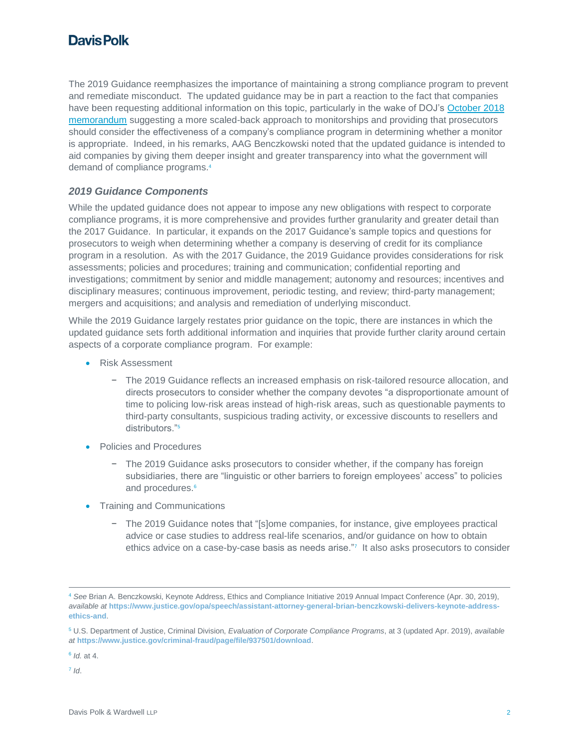The 2019 Guidance reemphasizes the importance of maintaining a strong compliance program to prevent and remediate misconduct. The updated guidance may be in part a reaction to the fact that companies have been requesting additional information on this topic, particularly in the wake of DOJ's October 2018 memorandum suggesting a more scaled-back approach to monitorships and providing that prosecutors should consider the effectiveness of a company's compliance program in determining whether a monitor is appropriate. Indeed, in his remarks, AAG Benczkowski noted that the updated guidance is intended to aid companies by giving them deeper insight and greater transparency into what the government will demand of compliance programs.[4]

### *2019 Guidance Components*

While the updated guidance does not appear to impose any new obligations with respect to corporate compliance programs, it is more comprehensive and provides further granularity and greater detail than the 2017 Guidance. In particular, it expands on the 2017 Guidance's sample topics and questions for prosecutors to weigh when determining whether a company is deserving of credit for its compliance program in a resolution. As with the 2017 Guidance, the 2019 Guidance provides considerations for risk assessments; policies and procedures; training and communication; confidential reporting and investigations; commitment by senior and middle management; autonomy and resources; incentives and disciplinary measures; continuous improvement, periodic testing, and review; third-party management; mergers and acquisitions; and analysis and remediation of underlying misconduct.

While the 2019 Guidance largely restates prior guidance on the topic, there are instances in which the updated guidance sets forth additional information and inquiries that provide further clarity around certain aspects of a corporate compliance program. For example:

- Risk Assessment
  - The 2019 Guidance reflects an increased emphasis on risk-tailored resource allocation, and directs prosecutors to consider whether the company devotes "a disproportionate amount of time to policing low-risk areas instead of high-risk areas, such as questionable payments to third-party consultants, suspicious trading activity, or excessive discounts to resellers and distributors."[5]
- Policies and Procedures
  - The 2019 Guidance asks prosecutors to consider whether, if the company has foreign subsidiaries, there are "linguistic or other barriers to foreign employees' access" to policies and procedures.[6]
- Training and Communications
  - The 2019 Guidance notes that "[s]ome companies, for instance, give employees practical advice or case studies to address real-life scenarios, and/or guidance on how to obtain ethics advice on a case-by-case basis as needs arise."[7] It also asks prosecutors to consider

---

[4] *See* Brian A. Benczkowski, Keynote Address, Ethics and Compliance Initiative 2019 Annual Impact Conference (Apr. 30, 2019), *available at* **https://www.justice.gov/opa/speech/assistant-attorney-general-brian-benczkowski-delivers-keynote-address-ethics-and**.

[5] U.S. Department of Justice, Criminal Division, *Evaluation of Corporate Compliance Programs*, at 3 (updated Apr. 2019), *available at* **https://www.justice.gov/criminal-fraud/page/file/937501/download**.

[6] *Id.* at 4.

[7] *Id*.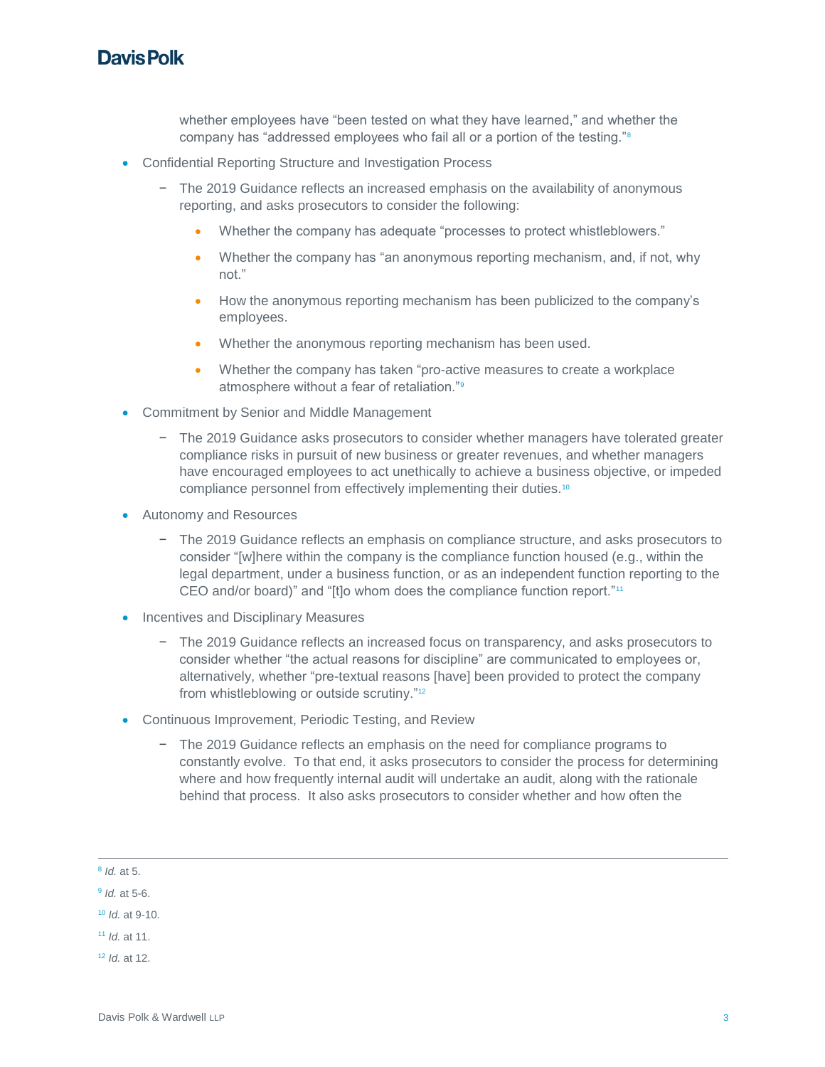whether employees have "been tested on what they have learned," and whether the company has "addressed employees who fail all or a portion of the testing."[8]

- Confidential Reporting Structure and Investigation Process
  - The 2019 Guidance reflects an increased emphasis on the availability of anonymous reporting, and asks prosecutors to consider the following:
    - Whether the company has adequate "processes to protect whistleblowers."
    - Whether the company has "an anonymous reporting mechanism, and, if not, why not."
    - How the anonymous reporting mechanism has been publicized to the company's employees.
    - Whether the anonymous reporting mechanism has been used.
    - Whether the company has taken "pro-active measures to create a workplace atmosphere without a fear of retaliation."[9]
- Commitment by Senior and Middle Management
  - The 2019 Guidance asks prosecutors to consider whether managers have tolerated greater compliance risks in pursuit of new business or greater revenues, and whether managers have encouraged employees to act unethically to achieve a business objective, or impeded compliance personnel from effectively implementing their duties.[10]
- Autonomy and Resources
  - The 2019 Guidance reflects an emphasis on compliance structure, and asks prosecutors to consider "[w]here within the company is the compliance function housed (e.g., within the legal department, under a business function, or as an independent function reporting to the CEO and/or board)" and "[t]o whom does the compliance function report."[11]
- Incentives and Disciplinary Measures
  - The 2019 Guidance reflects an increased focus on transparency, and asks prosecutors to consider whether "the actual reasons for discipline" are communicated to employees or, alternatively, whether "pre-textual reasons [have] been provided to protect the company from whistleblowing or outside scrutiny."[12]
- Continuous Improvement, Periodic Testing, and Review
  - The 2019 Guidance reflects an emphasis on the need for compliance programs to constantly evolve. To that end, it asks prosecutors to consider the process for determining where and how frequently internal audit will undertake an audit, along with the rationale behind that process. It also asks prosecutors to consider whether and how often the

---

[8] *Id.* at 5.

[9] *Id.* at 5-6.

[10] *Id.* at 9-10.

[11] *Id.* at 11.

[12] *Id.* at 12.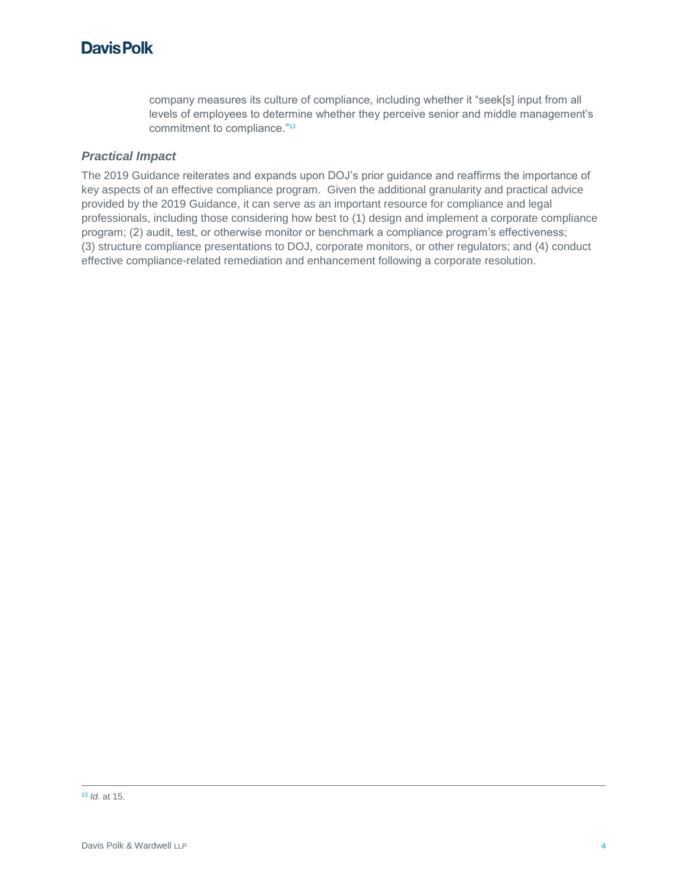company measures its culture of compliance, including whether it "seek[s] input from all levels of employees to determine whether they perceive senior and middle management's commitment to compliance."[13]

### *Practical Impact*

The 2019 Guidance reiterates and expands upon DOJ's prior guidance and reaffirms the importance of key aspects of an effective compliance program. Given the additional granularity and practical advice provided by the 2019 Guidance, it can serve as an important resource for compliance and legal professionals, including those considering how best to (1) design and implement a corporate compliance program; (2) audit, test, or otherwise monitor or benchmark a compliance program's effectiveness; (3) structure compliance presentations to DOJ, corporate monitors, or other regulators; and (4) conduct effective compliance-related remediation and enhancement following a corporate resolution.

---

[13] *Id.* at 15.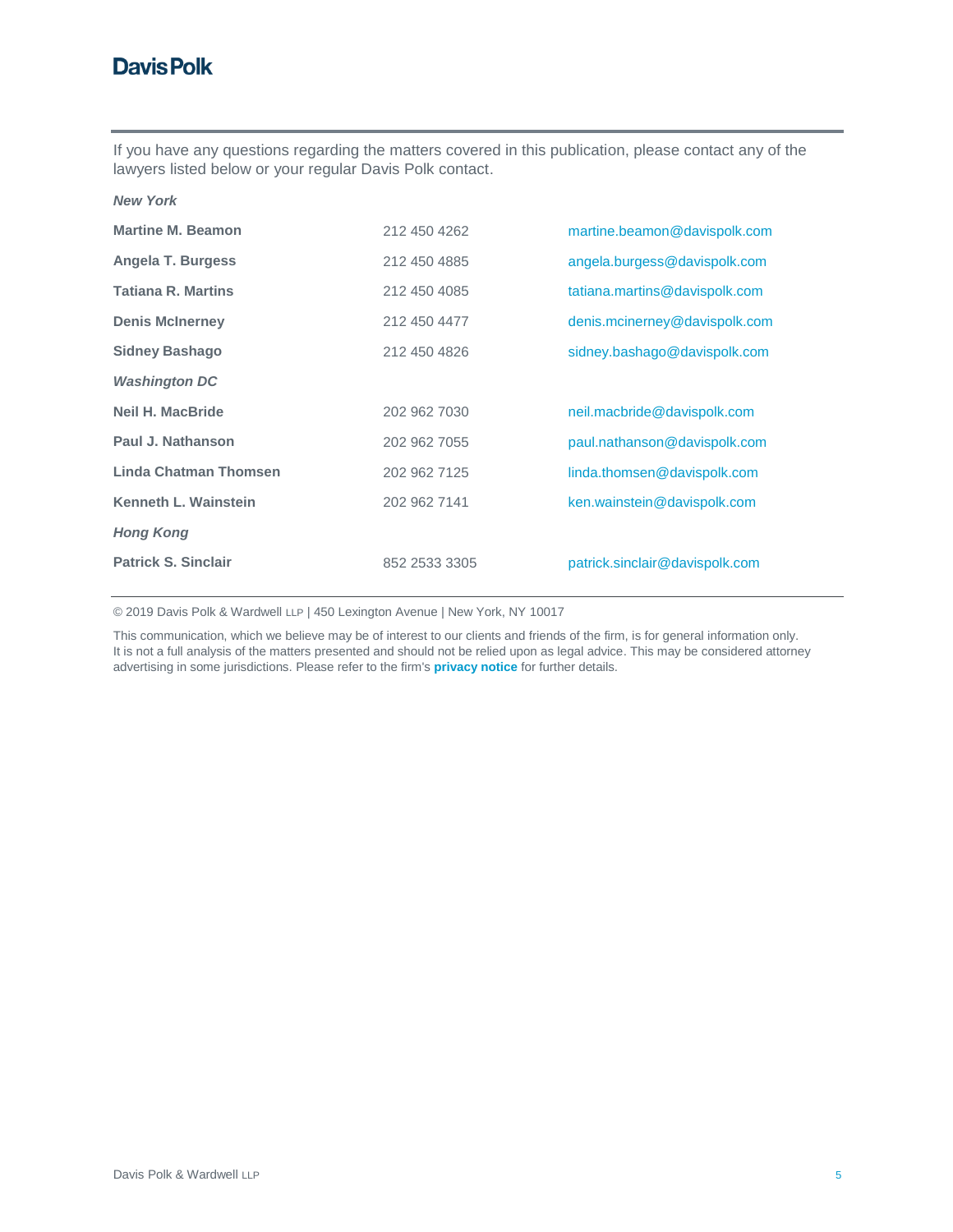If you have any questions regarding the matters covered in this publication, please contact any of the lawyers listed below or your regular Davis Polk contact.

| | | |
|---|---|---|
| ***New York*** | | |
| **Martine M. Beamon** | 212 450 4262 | martine.beamon@davispolk.com |
| **Angela T. Burgess** | 212 450 4885 | angela.burgess@davispolk.com |
| **Tatiana R. Martins** | 212 450 4085 | tatiana.martins@davispolk.com |
| **Denis McInerney** | 212 450 4477 | denis.mcinerney@davispolk.com |
| **Sidney Bashago** | 212 450 4826 | sidney.bashago@davispolk.com |
| ***Washington DC*** | | |
| **Neil H. MacBride** | 202 962 7030 | neil.macbride@davispolk.com |
| **Paul J. Nathanson** | 202 962 7055 | paul.nathanson@davispolk.com |
| **Linda Chatman Thomsen** | 202 962 7125 | linda.thomsen@davispolk.com |
| **Kenneth L. Wainstein** | 202 962 7141 | ken.wainstein@davispolk.com |
| ***Hong Kong*** | | |
| **Patrick S. Sinclair** | 852 2533 3305 | patrick.sinclair@davispolk.com |

© 2019 Davis Polk & Wardwell LLP | 450 Lexington Avenue | New York, NY 10017

This communication, which we believe may be of interest to our clients and friends of the firm, is for general information only. It is not a full analysis of the matters presented and should not be relied upon as legal advice. This may be considered attorney advertising in some jurisdictions. Please refer to the firm's **privacy notice** for further details.